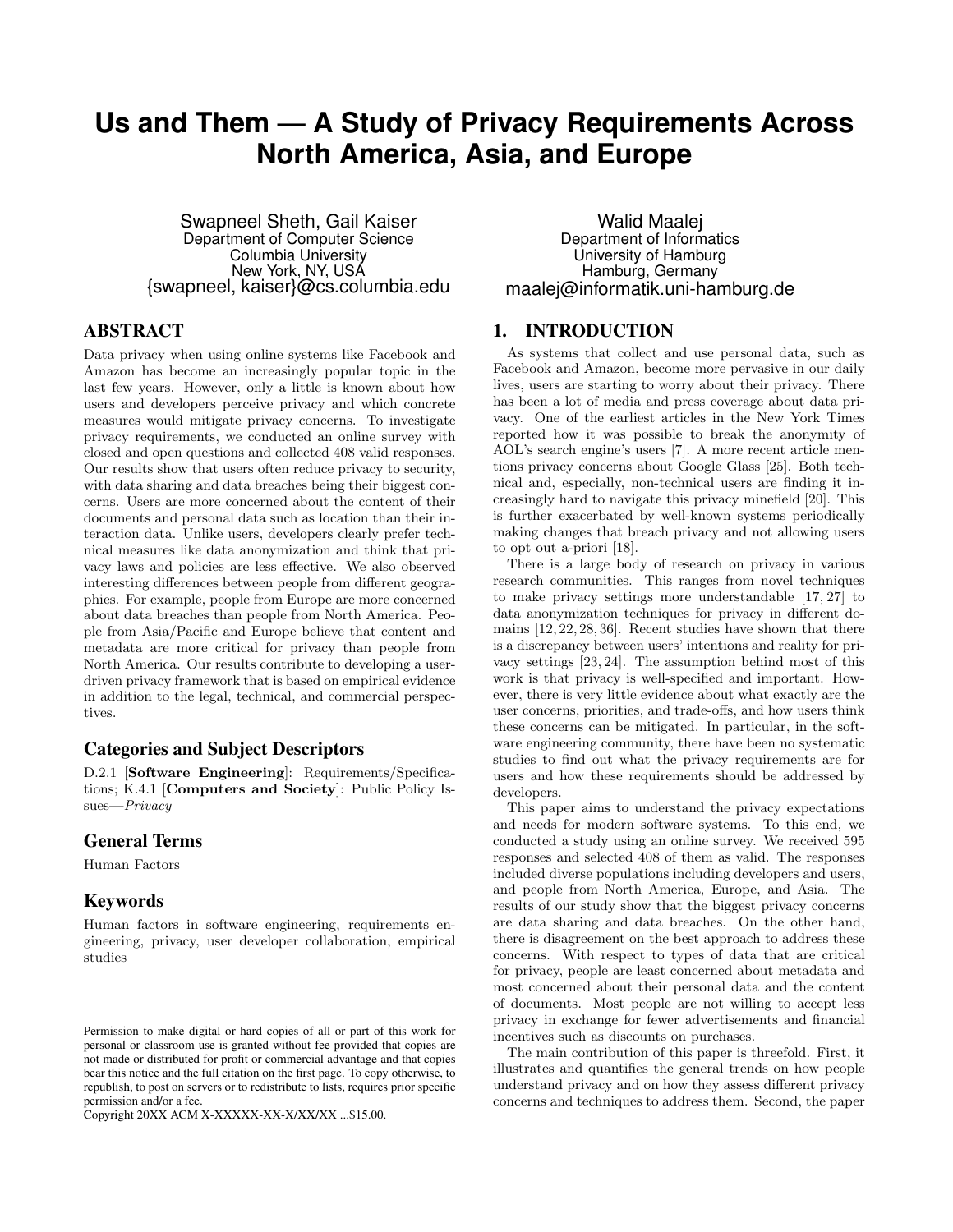# Us and Them — A Study of Privacy Requirements Across North America, Asia, and Europe

Swapneel Sheth, Gail Kaiser
Department of Computer Science
Columbia University
New York, NY, USA
{swapneel, kaiser}@cs.columbia.edu

Walid Maalej
Department of Informatics
University of Hamburg
Hamburg, Germany
maalej@informatik.uni-hamburg.de

## ABSTRACT

Data privacy when using online systems like Facebook and Amazon has become an increasingly popular topic in the last few years. However, only a little is known about how users and developers perceive privacy and which concrete measures would mitigate privacy concerns. To investigate privacy requirements, we conducted an online survey with closed and open questions and collected 408 valid responses. Our results show that users often reduce privacy to security, with data sharing and data breaches being their biggest concerns. Users are more concerned about the content of their documents and personal data such as location than their interaction data. Unlike users, developers clearly prefer technical measures like data anonymization and think that privacy laws and policies are less effective. We also observed interesting differences between people from different geographies. For example, people from Europe are more concerned about data breaches than people from North America. People from Asia/Pacific and Europe believe that content and metadata are more critical for privacy than people from North America. Our results contribute to developing a user-driven privacy framework that is based on empirical evidence in addition to the legal, technical, and commercial perspectives.

### Categories and Subject Descriptors

D.2.1 [**Software Engineering**]: Requirements/Specifications; K.4.1 [**Computers and Society**]: Public Policy Issues—*Privacy*

### General Terms

Human Factors

### Keywords

Human factors in software engineering, requirements engineering, privacy, user developer collaboration, empirical studies

Permission to make digital or hard copies of all or part of this work for personal or classroom use is granted without fee provided that copies are not made or distributed for profit or commercial advantage and that copies bear this notice and the full citation on the first page. To copy otherwise, to republish, to post on servers or to redistribute to lists, requires prior specific permission and/or a fee.
Copyright 20XX ACM X-XXXXX-XX-X/XX/XX ...$15.00.

## 1. INTRODUCTION

As systems that collect and use personal data, such as Facebook and Amazon, become more pervasive in our daily lives, users are starting to worry about their privacy. There has been a lot of media and press coverage about data privacy. One of the earliest articles in the New York Times reported how it was possible to break the anonymity of AOL's search engine's users [7]. A more recent article mentions privacy concerns about Google Glass [25]. Both technical and, especially, non-technical users are finding it increasingly hard to navigate this privacy minefield [20]. This is further exacerbated by well-known systems periodically making changes that breach privacy and not allowing users to opt out a-priori [18].

There is a large body of research on privacy in various research communities. This ranges from novel techniques to make privacy settings more understandable [17, 27] to data anonymization techniques for privacy in different domains [12, 22, 28, 36]. Recent studies have shown that there is a discrepancy between users' intentions and reality for privacy settings [23, 24]. The assumption behind most of this work is that privacy is well-specified and important. However, there is very little evidence about what exactly are the user concerns, priorities, and trade-offs, and how users think these concerns can be mitigated. In particular, in the software engineering community, there have been no systematic studies to find out what the privacy requirements are for users and how these requirements should be addressed by developers.

This paper aims to understand the privacy expectations and needs for modern software systems. To this end, we conducted a study using an online survey. We received 595 responses and selected 408 of them as valid. The responses included diverse populations including developers and users, and people from North America, Europe, and Asia. The results of our study show that the biggest privacy concerns are data sharing and data breaches. On the other hand, there is disagreement on the best approach to address these concerns. With respect to types of data that are critical for privacy, people are least concerned about metadata and most concerned about their personal data and the content of documents. Most people are not willing to accept less privacy in exchange for fewer advertisements and financial incentives such as discounts on purchases.

The main contribution of this paper is threefold. First, it illustrates and quantifies the general trends on how people understand privacy and on how they assess different privacy concerns and techniques to address them. Second, the paper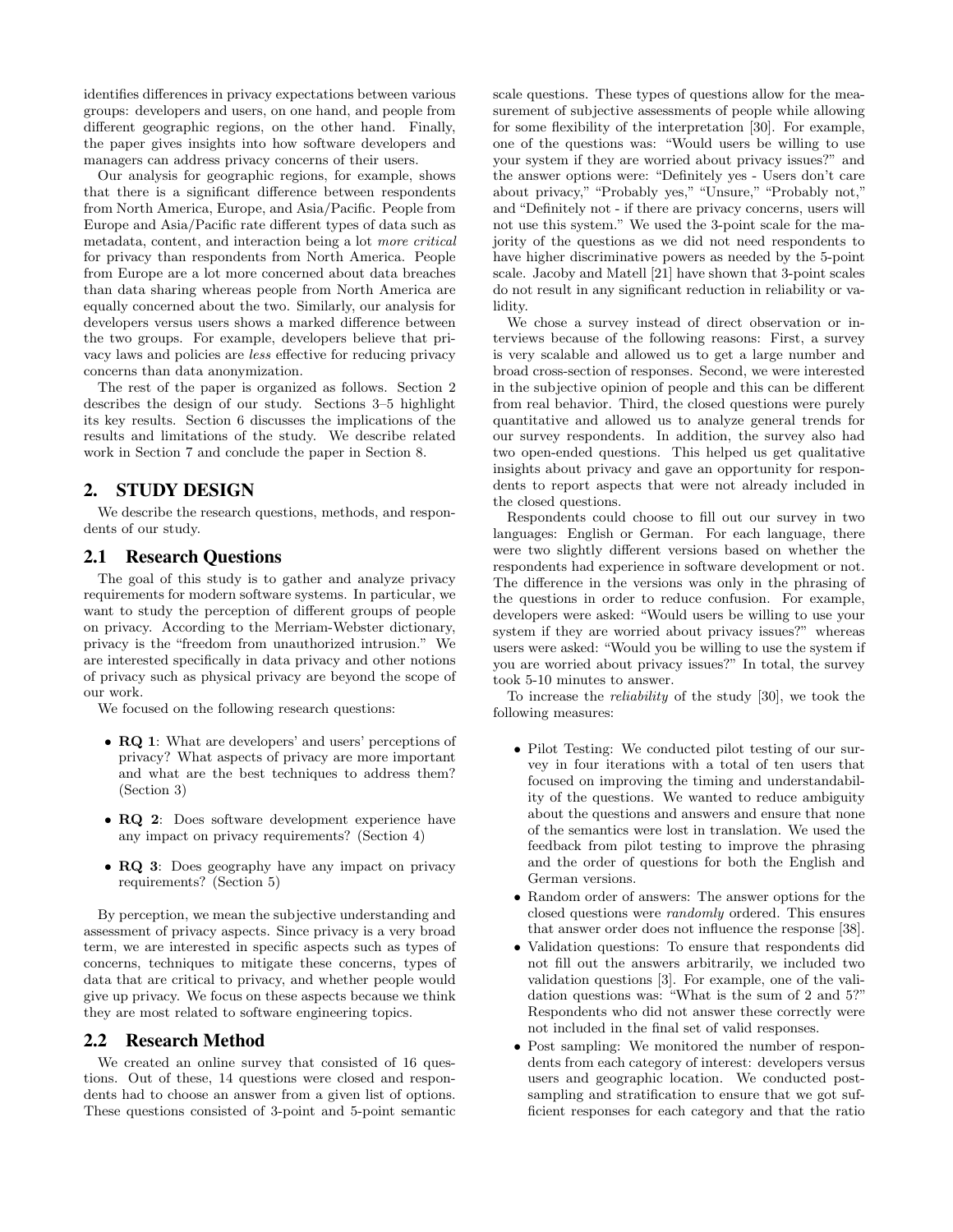identifies differences in privacy expectations between various groups: developers and users, on one hand, and people from different geographic regions, on the other hand. Finally, the paper gives insights into how software developers and managers can address privacy concerns of their users.

Our analysis for geographic regions, for example, shows that there is a significant difference between respondents from North America, Europe, and Asia/Pacific. People from Europe and Asia/Pacific rate different types of data such as metadata, content, and interaction being a lot *more critical* for privacy than respondents from North America. People from Europe are a lot more concerned about data breaches than data sharing whereas people from North America are equally concerned about the two. Similarly, our analysis for developers versus users shows a marked difference between the two groups. For example, developers believe that privacy laws and policies are *less* effective for reducing privacy concerns than data anonymization.

The rest of the paper is organized as follows. Section 2 describes the design of our study. Sections 3–5 highlight its key results. Section 6 discusses the implications of the results and limitations of the study. We describe related work in Section 7 and conclude the paper in Section 8.

## 2. STUDY DESIGN

We describe the research questions, methods, and respondents of our study.

### 2.1 Research Questions

The goal of this study is to gather and analyze privacy requirements for modern software systems. In particular, we want to study the perception of different groups of people on privacy. According to the Merriam-Webster dictionary, privacy is the "freedom from unauthorized intrusion." We are interested specifically in data privacy and other notions of privacy such as physical privacy are beyond the scope of our work.

We focused on the following research questions:

- **RQ 1**: What are developers' and users' perceptions of privacy? What aspects of privacy are more important and what are the best techniques to address them? (Section 3)
- **RQ 2**: Does software development experience have any impact on privacy requirements? (Section 4)
- **RQ 3**: Does geography have any impact on privacy requirements? (Section 5)

By perception, we mean the subjective understanding and assessment of privacy aspects. Since privacy is a very broad term, we are interested in specific aspects such as types of concerns, techniques to mitigate these concerns, types of data that are critical to privacy, and whether people would give up privacy. We focus on these aspects because we think they are most related to software engineering topics.

### 2.2 Research Method

We created an online survey that consisted of 16 questions. Out of these, 14 questions were closed and respondents had to choose an answer from a given list of options. These questions consisted of 3-point and 5-point semantic scale questions. These types of questions allow for the measurement of subjective assessments of people while allowing for some flexibility of the interpretation [30]. For example, one of the questions was: "Would users be willing to use your system if they are worried about privacy issues?" and the answer options were: "Definitely yes - Users don't care about privacy," "Probably yes," "Unsure," "Probably not," and "Definitely not - if there are privacy concerns, users will not use this system." We used the 3-point scale for the majority of the questions as we did not need respondents to have higher discriminative powers as needed by the 5-point scale. Jacoby and Matell [21] have shown that 3-point scales do not result in any significant reduction in reliability or validity.

We chose a survey instead of direct observation or interviews because of the following reasons: First, a survey is very scalable and allowed us to get a large number and broad cross-section of responses. Second, we were interested in the subjective opinion of people and this can be different from real behavior. Third, the closed questions were purely quantitative and allowed us to analyze general trends for our survey respondents. In addition, the survey also had two open-ended questions. This helped us get qualitative insights about privacy and gave an opportunity for respondents to report aspects that were not already included in the closed questions.

Respondents could choose to fill out our survey in two languages: English or German. For each language, there were two slightly different versions based on whether the respondents had experience in software development or not. The difference in the versions was only in the phrasing of the questions in order to reduce confusion. For example, developers were asked: "Would users be willing to use your system if they are worried about privacy issues?" whereas users were asked: "Would you be willing to use the system if you are worried about privacy issues?" In total, the survey took 5-10 minutes to answer.

To increase the *reliability* of the study [30], we took the following measures:

- Pilot Testing: We conducted pilot testing of our survey in four iterations with a total of ten users that focused on improving the timing and understandability of the questions. We wanted to reduce ambiguity about the questions and answers and ensure that none of the semantics were lost in translation. We used the feedback from pilot testing to improve the phrasing and the order of questions for both the English and German versions.
- Random order of answers: The answer options for the closed questions were *randomly* ordered. This ensures that answer order does not influence the response [38].
- Validation questions: To ensure that respondents did not fill out the answers arbitrarily, we included two validation questions [3]. For example, one of the validation questions was: "What is the sum of 2 and 5?" Respondents who did not answer these correctly were not included in the final set of valid responses.
- Post sampling: We monitored the number of respondents from each category of interest: developers versus users and geographic location. We conducted post-sampling and stratification to ensure that we got sufficient responses for each category and that the ratio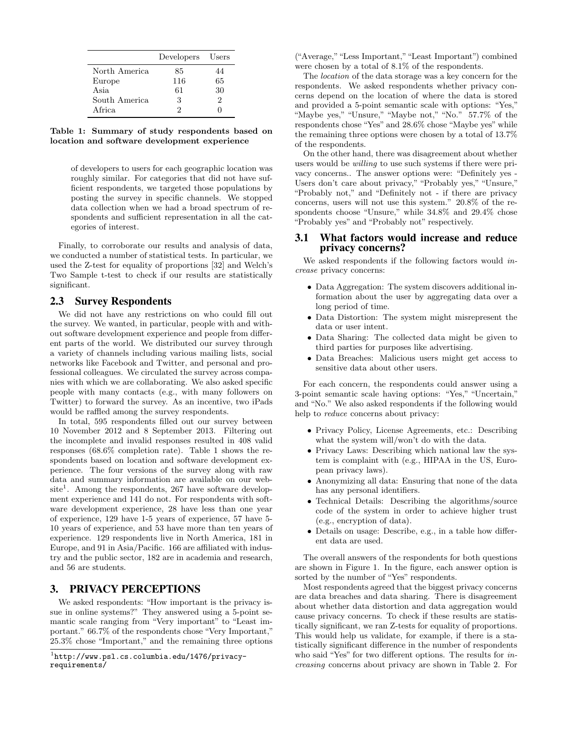|  | Developers | Users |
|---|---|---|
| North America | 85 | 44 |
| Europe | 116 | 65 |
| Asia | 61 | 30 |
| South America | 3 | 2 |
| Africa | 2 | 0 |

**Table 1: Summary of study respondents based on location and software development experience**

> of developers to users for each geographic location was roughly similar. For categories that did not have sufficient respondents, we targeted those populations by posting the survey in specific channels. We stopped data collection when we had a broad spectrum of respondents and sufficient representation in all the categories of interest.

Finally, to corroborate our results and analysis of data, we conducted a number of statistical tests. In particular, we used the Z-test for equality of proportions [32] and Welch's Two Sample t-test to check if our results are statistically significant.

## 2.3 Survey Respondents

We did not have any restrictions on who could fill out the survey. We wanted, in particular, people with and without software development experience and people from different parts of the world. We distributed our survey through a variety of channels including various mailing lists, social networks like Facebook and Twitter, and personal and professional colleagues. We circulated the survey across companies with which we are collaborating. We also asked specific people with many contacts (e.g., with many followers on Twitter) to forward the survey. As an incentive, two iPads would be raffled among the survey respondents.

In total, 595 respondents filled out our survey between 10 November 2012 and 8 September 2013. Filtering out the incomplete and invalid responses resulted in 408 valid responses (68.6% completion rate). Table 1 shows the respondents based on location and software development experience. The four versions of the survey along with raw data and summary information are available on our website[1]. Among the respondents, 267 have software development experience and 141 do not. For respondents with software development experience, 28 have less than one year of experience, 129 have 1-5 years of experience, 57 have 5-10 years of experience, and 53 have more than ten years of experience. 129 respondents live in North America, 181 in Europe, and 91 in Asia/Pacific. 166 are affiliated with industry and the public sector, 182 are in academia and research, and 56 are students.

# 3. PRIVACY PERCEPTIONS

We asked respondents: "How important is the privacy issue in online systems?" They answered using a 5-point semantic scale ranging from "Very important" to "Least important." 66.7% of the respondents chose "Very Important," 25.3% chose "Important," and the remaining three options ("Average," "Less Important," "Least Important") combined were chosen by a total of 8.1% of the respondents.

The *location* of the data storage was a key concern for the respondents. We asked respondents whether privacy concerns depend on the location of where the data is stored and provided a 5-point semantic scale with options: "Yes," "Maybe yes," "Unsure," "Maybe not," "No." 57.7% of the respondents chose "Yes" and 28.6% chose "Maybe yes" while the remaining three options were chosen by a total of 13.7% of the respondents.

On the other hand, there was disagreement about whether users would be *willing* to use such systems if there were privacy concerns.. The answer options were: "Definitely yes - Users don't care about privacy," "Probably yes," "Unsure," "Probably not," and "Definitely not - if there are privacy concerns, users will not use this system." 20.8% of the respondents choose "Unsure," while 34.8% and 29.4% chose "Probably yes" and "Probably not" respectively.

## 3.1 What factors would increase and reduce privacy concerns?

We asked respondents if the following factors would *increase* privacy concerns:

- Data Aggregation: The system discovers additional information about the user by aggregating data over a long period of time.
- Data Distortion: The system might misrepresent the data or user intent.
- Data Sharing: The collected data might be given to third parties for purposes like advertising.
- Data Breaches: Malicious users might get access to sensitive data about other users.

For each concern, the respondents could answer using a 3-point semantic scale having options: "Yes," "Uncertain," and "No." We also asked respondents if the following would help to *reduce* concerns about privacy:

- Privacy Policy, License Agreements, etc.: Describing what the system will/won't do with the data.
- Privacy Laws: Describing which national law the system is complaint with (e.g., HIPAA in the US, European privacy laws).
- Anonymizing all data: Ensuring that none of the data has any personal identifiers.
- Technical Details: Describing the algorithms/source code of the system in order to achieve higher trust (e.g., encryption of data).
- Details on usage: Describe, e.g., in a table how different data are used.

The overall answers of the respondents for both questions are shown in Figure 1. In the figure, each answer option is sorted by the number of "Yes" respondents.

Most respondents agreed that the biggest privacy concerns are data breaches and data sharing. There is disagreement about whether data distortion and data aggregation would cause privacy concerns. To check if these results are statistically significant, we ran Z-tests for equality of proportions. This would help us validate, for example, if there is a statistically significant difference in the number of respondents who said "Yes" for two different options. The results for *increasing* concerns about privacy are shown in Table 2. For

[1] http://www.psl.cs.columbia.edu/1476/privacy-requirements/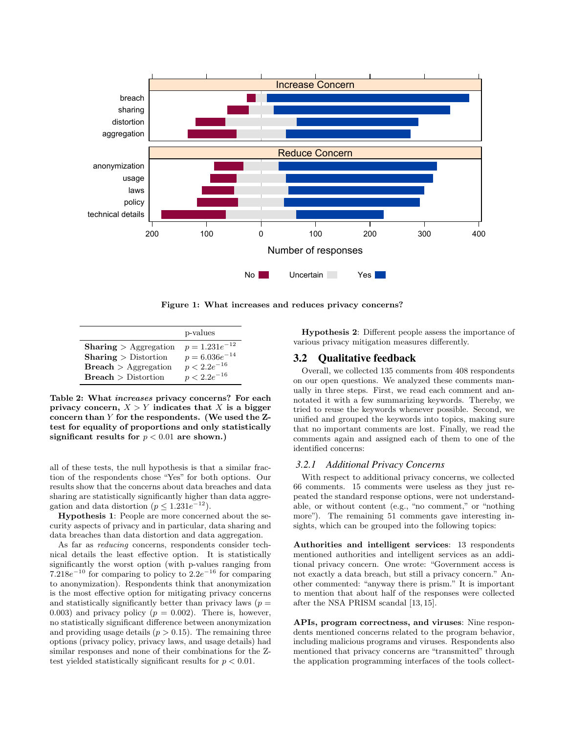**Figure 1: What increases and reduces privacy concerns?**

| | p-values |
|---|---|
| **Sharing** > Aggregation | $p = 1.231e^{-12}$ |
| **Sharing** > Distortion | $p = 6.036e^{-14}$ |
| **Breach** > Aggregation | $p < 2.2e^{-16}$ |
| **Breach** > Distortion | $p < 2.2e^{-16}$ |

**Table 2: What *increases* privacy concerns? For each privacy concern, $X > Y$ indicates that $X$ is a bigger concern than $Y$ for the respondents. (We used the Z-test for equality of proportions and only statistically significant results for $p < 0.01$ are shown.)**

all of these tests, the null hypothesis is that a similar fraction of the respondents chose "Yes" for both options. Our results show that the concerns about data breaches and data sharing are statistically significantly higher than data aggregation and data distortion ($p \leq 1.231e^{-12}$).

**Hypothesis 1**: People are more concerned about the security aspects of privacy and in particular, data sharing and data breaches than data distortion and data aggregation.

As far as *reducing* concerns, respondents consider technical details the least effective option. It is statistically significantly the worst option (with p-values ranging from $7.218e^{-10}$ for comparing to policy to $2.2e^{-16}$ for comparing to anonymization). Respondents think that anonymization is the most effective option for mitigating privacy concerns and statistically significantly better than privacy laws ($p = 0.003$) and privacy policy ($p = 0.002$). There is, however, no statistically significant difference between anonymization and providing usage details ($p > 0.15$). The remaining three options (privacy policy, privacy laws, and usage details) had similar responses and none of their combinations for the Z-test yielded statistically significant results for $p < 0.01$.

**Hypothesis 2**: Different people assess the importance of various privacy mitigation measures differently.

## 3.2 Qualitative feedback

Overall, we collected 135 comments from 408 respondents on our open questions. We analyzed these comments manually in three steps. First, we read each comment and annotated it with a few summarizing keywords. Thereby, we tried to reuse the keywords whenever possible. Second, we unified and grouped the keywords into topics, making sure that no important comments are lost. Finally, we read the comments again and assigned each of them to one of the identified concerns:

### 3.2.1 *Additional Privacy Concerns*

With respect to additional privacy concerns, we collected 66 comments. 15 comments were useless as they just repeated the standard response options, were not understandable, or without content (e.g., "no comment," or "nothing more"). The remaining 51 comments gave interesting insights, which can be grouped into the following topics:

**Authorities and intelligent services**: 13 respondents mentioned authorities and intelligent services as an additional privacy concern. One wrote: "Government access is not exactly a data breach, but still a privacy concern." Another commented: "anyway there is prism." It is important to mention that about half of the responses were collected after the NSA PRISM scandal [13, 15].

**APIs, program correctness, and viruses**: Nine respondents mentioned concerns related to the program behavior, including malicious programs and viruses. Respondents also mentioned that privacy concerns are "transmitted" through the application programming interfaces of the tools collect-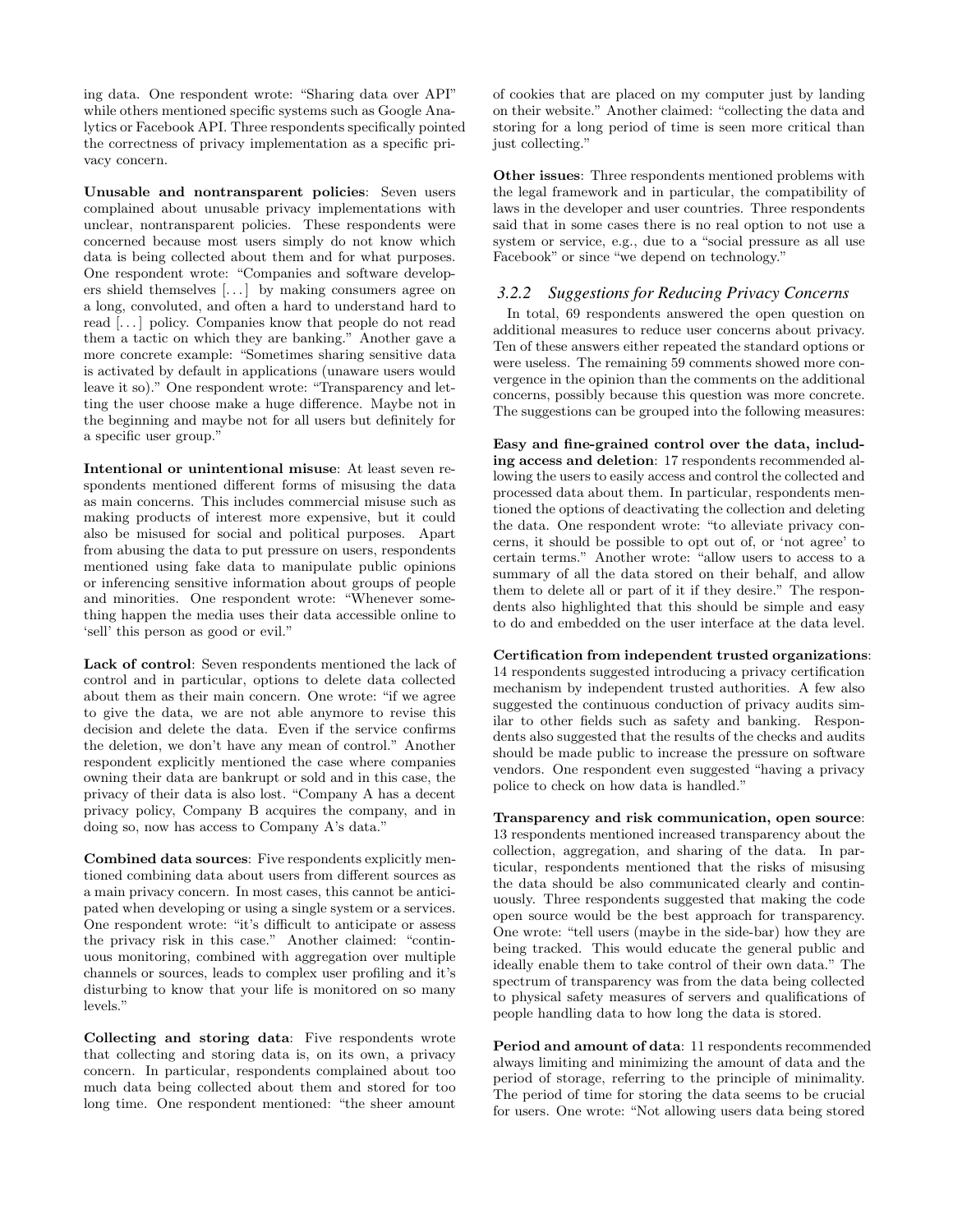ing data. One respondent wrote: "Sharing data over API" while others mentioned specific systems such as Google Analytics or Facebook API. Three respondents specifically pointed the correctness of privacy implementation as a specific privacy concern.

**Unusable and nontransparent policies**: Seven users complained about unusable privacy implementations with unclear, nontransparent policies. These respondents were concerned because most users simply do not know which data is being collected about them and for what purposes. One respondent wrote: "Companies and software developers shield themselves [...] by making consumers agree on a long, convoluted, and often a hard to understand hard to read [...] policy. Companies know that people do not read them a tactic on which they are banking." Another gave a more concrete example: "Sometimes sharing sensitive data is activated by default in applications (unaware users would leave it so)." One respondent wrote: "Transparency and letting the user choose make a huge difference. Maybe not in the beginning and maybe not for all users but definitely for a specific user group."

**Intentional or unintentional misuse**: At least seven respondents mentioned different forms of misusing the data as main concerns. This includes commercial misuse such as making products of interest more expensive, but it could also be misused for social and political purposes. Apart from abusing the data to put pressure on users, respondents mentioned using fake data to manipulate public opinions or inferencing sensitive information about groups of people and minorities. One respondent wrote: "Whenever something happen the media uses their data accessible online to 'sell' this person as good or evil."

**Lack of control**: Seven respondents mentioned the lack of control and in particular, options to delete data collected about them as their main concern. One wrote: "if we agree to give the data, we are not able anymore to revise this decision and delete the data. Even if the service confirms the deletion, we don't have any mean of control." Another respondent explicitly mentioned the case where companies owning their data are bankrupt or sold and in this case, the privacy of their data is also lost. "Company A has a decent privacy policy, Company B acquires the company, and in doing so, now has access to Company A's data."

**Combined data sources**: Five respondents explicitly mentioned combining data about users from different sources as a main privacy concern. In most cases, this cannot be anticipated when developing or using a single system or a services. One respondent wrote: "it's difficult to anticipate or assess the privacy risk in this case." Another claimed: "continuous monitoring, combined with aggregation over multiple channels or sources, leads to complex user profiling and it's disturbing to know that your life is monitored on so many levels."

**Collecting and storing data**: Five respondents wrote that collecting and storing data is, on its own, a privacy concern. In particular, respondents complained about too much data being collected about them and stored for too long time. One respondent mentioned: "the sheer amount of cookies that are placed on my computer just by landing on their website." Another claimed: "collecting the data and storing for a long period of time is seen more critical than just collecting."

**Other issues**: Three respondents mentioned problems with the legal framework and in particular, the compatibility of laws in the developer and user countries. Three respondents said that in some cases there is no real option to not use a system or service, e.g., due to a "social pressure as all use Facebook" or since "we depend on technology."

### 3.2.2 Suggestions for Reducing Privacy Concerns

In total, 69 respondents answered the open question on additional measures to reduce user concerns about privacy. Ten of these answers either repeated the standard options or were useless. The remaining 59 comments showed more convergence in the opinion than the comments on the additional concerns, possibly because this question was more concrete. The suggestions can be grouped into the following measures:

**Easy and fine-grained control over the data, including access and deletion**: 17 respondents recommended allowing the users to easily access and control the collected and processed data about them. In particular, respondents mentioned the options of deactivating the collection and deleting the data. One respondent wrote: "to alleviate privacy concerns, it should be possible to opt out of, or 'not agree' to certain terms." Another wrote: "allow users to access to a summary of all the data stored on their behalf, and allow them to delete all or part of it if they desire." The respondents also highlighted that this should be simple and easy to do and embedded on the user interface at the data level.

**Certification from independent trusted organizations**: 14 respondents suggested introducing a privacy certification mechanism by independent trusted authorities. A few also suggested the continuous conduction of privacy audits similar to other fields such as safety and banking. Respondents also suggested that the results of the checks and audits should be made public to increase the pressure on software vendors. One respondent even suggested "having a privacy police to check on how data is handled."

**Transparency and risk communication, open source**: 13 respondents mentioned increased transparency about the collection, aggregation, and sharing of the data. In particular, respondents mentioned that the risks of misusing the data should be also communicated clearly and continuously. Three respondents suggested that making the code open source would be the best approach for transparency. One wrote: "tell users (maybe in the side-bar) how they are being tracked. This would educate the general public and ideally enable them to take control of their own data." The spectrum of transparency was from the data being collected to physical safety measures of servers and qualifications of people handling data to how long the data is stored.

**Period and amount of data**: 11 respondents recommended always limiting and minimizing the amount of data and the period of storage, referring to the principle of minimality. The period of time for storing the data seems to be crucial for users. One wrote: "Not allowing users data being stored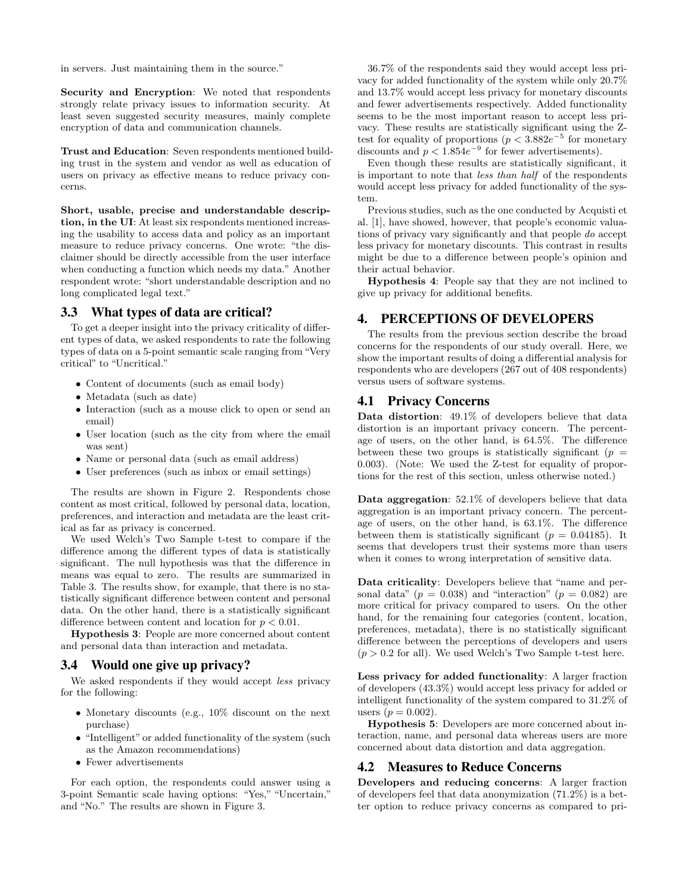in servers. Just maintaining them in the source."

**Security and Encryption**: We noted that respondents strongly relate privacy issues to information security. At least seven suggested security measures, mainly complete encryption of data and communication channels.

**Trust and Education**: Seven respondents mentioned building trust in the system and vendor as well as education of users on privacy as effective means to reduce privacy concerns.

**Short, usable, precise and understandable description, in the UI**: At least six respondents mentioned increasing the usability to access data and policy as an important measure to reduce privacy concerns. One wrote: "the disclaimer should be directly accessible from the user interface when conducting a function which needs my data." Another respondent wrote: "short understandable description and no long complicated legal text."

### 3.3 What types of data are critical?

To get a deeper insight into the privacy criticality of different types of data, we asked respondents to rate the following types of data on a 5-point semantic scale ranging from "Very critical" to "Uncritical."

- Content of documents (such as email body)
- Metadata (such as date)
- Interaction (such as a mouse click to open or send an email)
- User location (such as the city from where the email was sent)
- Name or personal data (such as email address)
- User preferences (such as inbox or email settings)

The results are shown in Figure 2. Respondents chose content as most critical, followed by personal data, location, preferences, and interaction and metadata are the least critical as far as privacy is concerned.

We used Welch's Two Sample t-test to compare if the difference among the different types of data is statistically significant. The null hypothesis was that the difference in means was equal to zero. The results are summarized in Table 3. The results show, for example, that there is no statistically significant difference between content and personal data. On the other hand, there is a statistically significant difference between content and location for $p < 0.01$.

**Hypothesis 3**: People are more concerned about content and personal data than interaction and metadata.

### 3.4 Would one give up privacy?

We asked respondents if they would accept *less* privacy for the following:

- Monetary discounts (e.g., 10% discount on the next purchase)
- "Intelligent" or added functionality of the system (such as the Amazon recommendations)
- Fewer advertisements

For each option, the respondents could answer using a 3-point Semantic scale having options: "Yes," "Uncertain," and "No." The results are shown in Figure 3.

36.7% of the respondents said they would accept less privacy for added functionality of the system while only 20.7% and 13.7% would accept less privacy for monetary discounts and fewer advertisements respectively. Added functionality seems to be the most important reason to accept less privacy. These results are statistically significant using the Z-test for equality of proportions ($p < 3.882e^{-5}$ for monetary discounts and $p < 1.854e^{-9}$ for fewer advertisements).

Even though these results are statistically significant, it is important to note that *less than half* of the respondents would accept less privacy for added functionality of the system.

Previous studies, such as the one conducted by Acquisti et al. [1], have showed, however, that people's economic valuations of privacy vary significantly and that people *do* accept less privacy for monetary discounts. This contrast in results might be due to a difference between people's opinion and their actual behavior.

**Hypothesis 4**: People say that they are not inclined to give up privacy for additional benefits.

## 4. PERCEPTIONS OF DEVELOPERS

The results from the previous section describe the broad concerns for the respondents of our study overall. Here, we show the important results of doing a differential analysis for respondents who are developers (267 out of 408 respondents) versus users of software systems.

### 4.1 Privacy Concerns

**Data distortion**: 49.1% of developers believe that data distortion is an important privacy concern. The percentage of users, on the other hand, is 64.5%. The difference between these two groups is statistically significant ($p = 0.003$). (Note: We used the Z-test for equality of proportions for the rest of this section, unless otherwise noted.)

**Data aggregation**: 52.1% of developers believe that data aggregation is an important privacy concern. The percentage of users, on the other hand, is 63.1%. The difference between them is statistically significant ($p = 0.04185$). It seems that developers trust their systems more than users when it comes to wrong interpretation of sensitive data.

**Data criticality**: Developers believe that "name and personal data" ($p = 0.038$) and "interaction" ($p = 0.082$) are more critical for privacy compared to users. On the other hand, for the remaining four categories (content, location, preferences, metadata), there is no statistically significant difference between the perceptions of developers and users ($p > 0.2$ for all). We used Welch's Two Sample t-test here.

**Less privacy for added functionality**: A larger fraction of developers (43.3%) would accept less privacy for added or intelligent functionality of the system compared to 31.2% of users ($p = 0.002$).

**Hypothesis 5**: Developers are more concerned about interaction, name, and personal data whereas users are more concerned about data distortion and data aggregation.

### 4.2 Measures to Reduce Concerns

**Developers and reducing concerns**: A larger fraction of developers feel that data anonymization (71.2%) is a better option to reduce privacy concerns as compared to pri-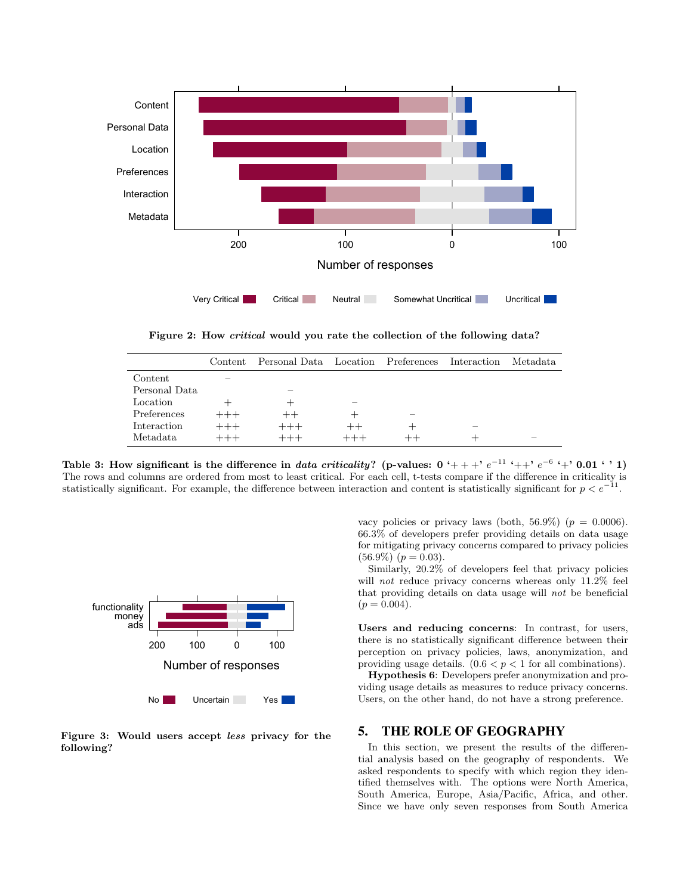Figure 2: **How *critical* would you rate the collection of the following data?**

| | Content | Personal Data | Location | Preferences | Interaction | Metadata |
|---|---|---|---|---|---|---|
| Content | – | | | | | |
| Personal Data | | – | | | | |
| Location | + | + | – | | | |
| Preferences | +++ | ++ | + | – | | |
| Interaction | +++ | +++ | ++ | + | – | |
| Metadata | +++ | +++ | +++ | ++ | + | – |

**Table 3: How significant is the difference in *data criticality*? (p-values: 0 '+ + +' $e^{-11}$ '++' $e^{-6}$ '+' 0.01 ' ' 1)** The rows and columns are ordered from most to least critical. For each cell, t-tests compare if the difference in criticality is statistically significant. For example, the difference between interaction and content is statistically significant for $p < e^{-11}$.

**Figure 3: Would users accept *less* privacy for the following?**

vacy policies or privacy laws (both, 56.9%) ($p = 0.0006$). 66.3% of developers prefer providing details on data usage for mitigating privacy concerns compared to privacy policies (56.9%) ($p = 0.03$).

Similarly, 20.2% of developers feel that privacy policies will *not* reduce privacy concerns whereas only 11.2% feel that providing details on data usage will *not* be beneficial ($p = 0.004$).

**Users and reducing concerns**: In contrast, for users, there is no statistically significant difference between their perception on privacy policies, laws, anonymization, and providing usage details. ($0.6 < p < 1$ for all combinations).

**Hypothesis 6**: Developers prefer anonymization and providing usage details as measures to reduce privacy concerns. Users, on the other hand, do not have a strong preference.

## 5. THE ROLE OF GEOGRAPHY

In this section, we present the results of the differential analysis based on the geography of respondents. We asked respondents to specify with which region they identified themselves with. The options were North America, South America, Europe, Asia/Pacific, Africa, and other. Since we have only seven responses from South America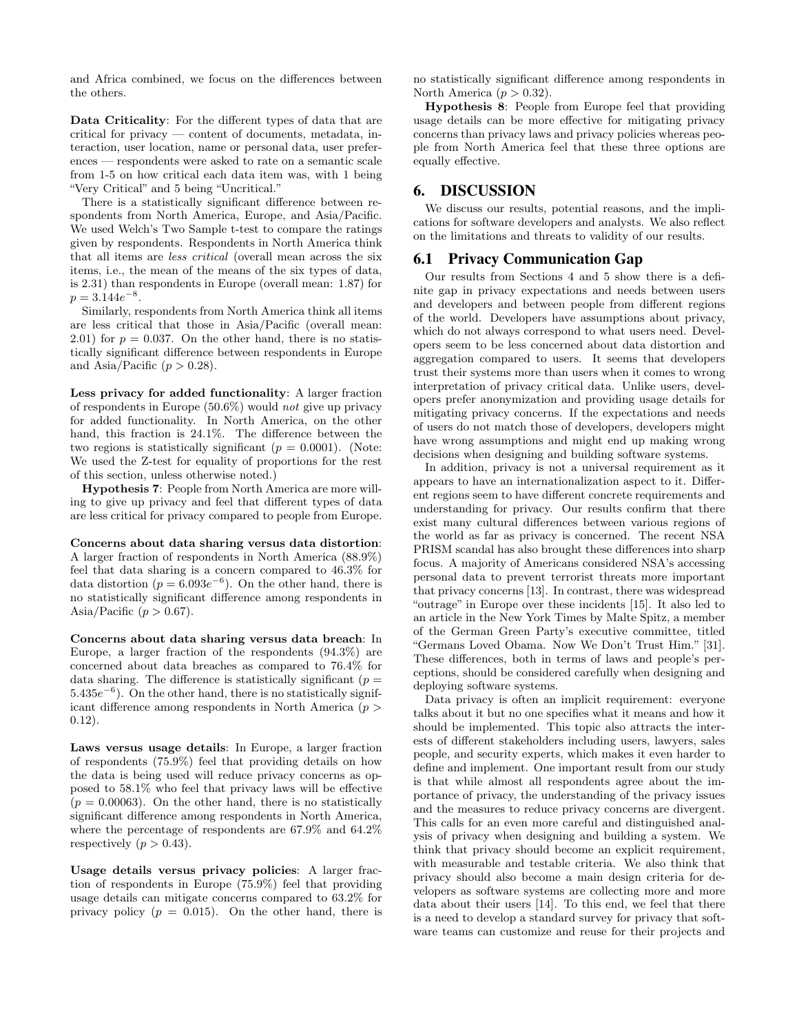and Africa combined, we focus on the differences between the others.

**Data Criticality**: For the different types of data that are critical for privacy — content of documents, metadata, interaction, user location, name or personal data, user preferences — respondents were asked to rate on a semantic scale from 1-5 on how critical each data item was, with 1 being "Very Critical" and 5 being "Uncritical."

There is a statistically significant difference between respondents from North America, Europe, and Asia/Pacific. We used Welch's Two Sample t-test to compare the ratings given by respondents. Respondents in North America think that all items are *less critical* (overall mean across the six items, i.e., the mean of the means of the six types of data, is 2.31) than respondents in Europe (overall mean: 1.87) for $p = 3.144e^{-8}$.

Similarly, respondents from North America think all items are less critical that those in Asia/Pacific (overall mean: 2.01) for $p = 0.037$. On the other hand, there is no statistically significant difference between respondents in Europe and Asia/Pacific ($p > 0.28$).

**Less privacy for added functionality**: A larger fraction of respondents in Europe (50.6%) would *not* give up privacy for added functionality. In North America, on the other hand, this fraction is 24.1%. The difference between the two regions is statistically significant ($p = 0.0001$). (Note: We used the Z-test for equality of proportions for the rest of this section, unless otherwise noted.)

**Hypothesis 7**: People from North America are more willing to give up privacy and feel that different types of data are less critical for privacy compared to people from Europe.

**Concerns about data sharing versus data distortion**: A larger fraction of respondents in North America (88.9%) feel that data sharing is a concern compared to 46.3% for data distortion ($p = 6.093e^{-6}$). On the other hand, there is no statistically significant difference among respondents in Asia/Pacific ($p > 0.67$).

**Concerns about data sharing versus data breach**: In Europe, a larger fraction of the respondents (94.3%) are concerned about data breaches as compared to 76.4% for data sharing. The difference is statistically significant ($p = 5.435e^{-6}$). On the other hand, there is no statistically significant difference among respondents in North America ($p > 0.12$).

**Laws versus usage details**: In Europe, a larger fraction of respondents (75.9%) feel that providing details on how the data is being used will reduce privacy concerns as opposed to 58.1% who feel that privacy laws will be effective ($p = 0.00063$). On the other hand, there is no statistically significant difference among respondents in North America, where the percentage of respondents are 67.9% and 64.2% respectively ($p > 0.43$).

**Usage details versus privacy policies**: A larger fraction of respondents in Europe (75.9%) feel that providing usage details can mitigate concerns compared to 63.2% for privacy policy ($p = 0.015$). On the other hand, there is no statistically significant difference among respondents in North America ($p > 0.32$).

**Hypothesis 8**: People from Europe feel that providing usage details can be more effective for mitigating privacy concerns than privacy laws and privacy policies whereas people from North America feel that these three options are equally effective.

# 6. DISCUSSION

We discuss our results, potential reasons, and the implications for software developers and analysts. We also reflect on the limitations and threats to validity of our results.

## 6.1 Privacy Communication Gap

Our results from Sections 4 and 5 show there is a definite gap in privacy expectations and needs between users and developers and between people from different regions of the world. Developers have assumptions about privacy, which do not always correspond to what users need. Developers seem to be less concerned about data distortion and aggregation compared to users. It seems that developers trust their systems more than users when it comes to wrong interpretation of privacy critical data. Unlike users, developers prefer anonymization and providing usage details for mitigating privacy concerns. If the expectations and needs of users do not match those of developers, developers might have wrong assumptions and might end up making wrong decisions when designing and building software systems.

In addition, privacy is not a universal requirement as it appears to have an internationalization aspect to it. Different regions seem to have different concrete requirements and understanding for privacy. Our results confirm that there exist many cultural differences between various regions of the world as far as privacy is concerned. The recent NSA PRISM scandal has also brought these differences into sharp focus. A majority of Americans considered NSA's accessing personal data to prevent terrorist threats more important that privacy concerns [13]. In contrast, there was widespread "outrage" in Europe over these incidents [15]. It also led to an article in the New York Times by Malte Spitz, a member of the German Green Party's executive committee, titled "Germans Loved Obama. Now We Don't Trust Him." [31]. These differences, both in terms of laws and people's perceptions, should be considered carefully when designing and deploying software systems.

Data privacy is often an implicit requirement: everyone talks about it but no one specifies what it means and how it should be implemented. This topic also attracts the interests of different stakeholders including users, lawyers, sales people, and security experts, which makes it even harder to define and implement. One important result from our study is that while almost all respondents agree about the importance of privacy, the understanding of the privacy issues and the measures to reduce privacy concerns are divergent. This calls for an even more careful and distinguished analysis of privacy when designing and building a system. We think that privacy should become an explicit requirement, with measurable and testable criteria. We also think that privacy should also become a main design criteria for developers as software systems are collecting more and more data about their users [14]. To this end, we feel that there is a need to develop a standard survey for privacy that software teams can customize and reuse for their projects and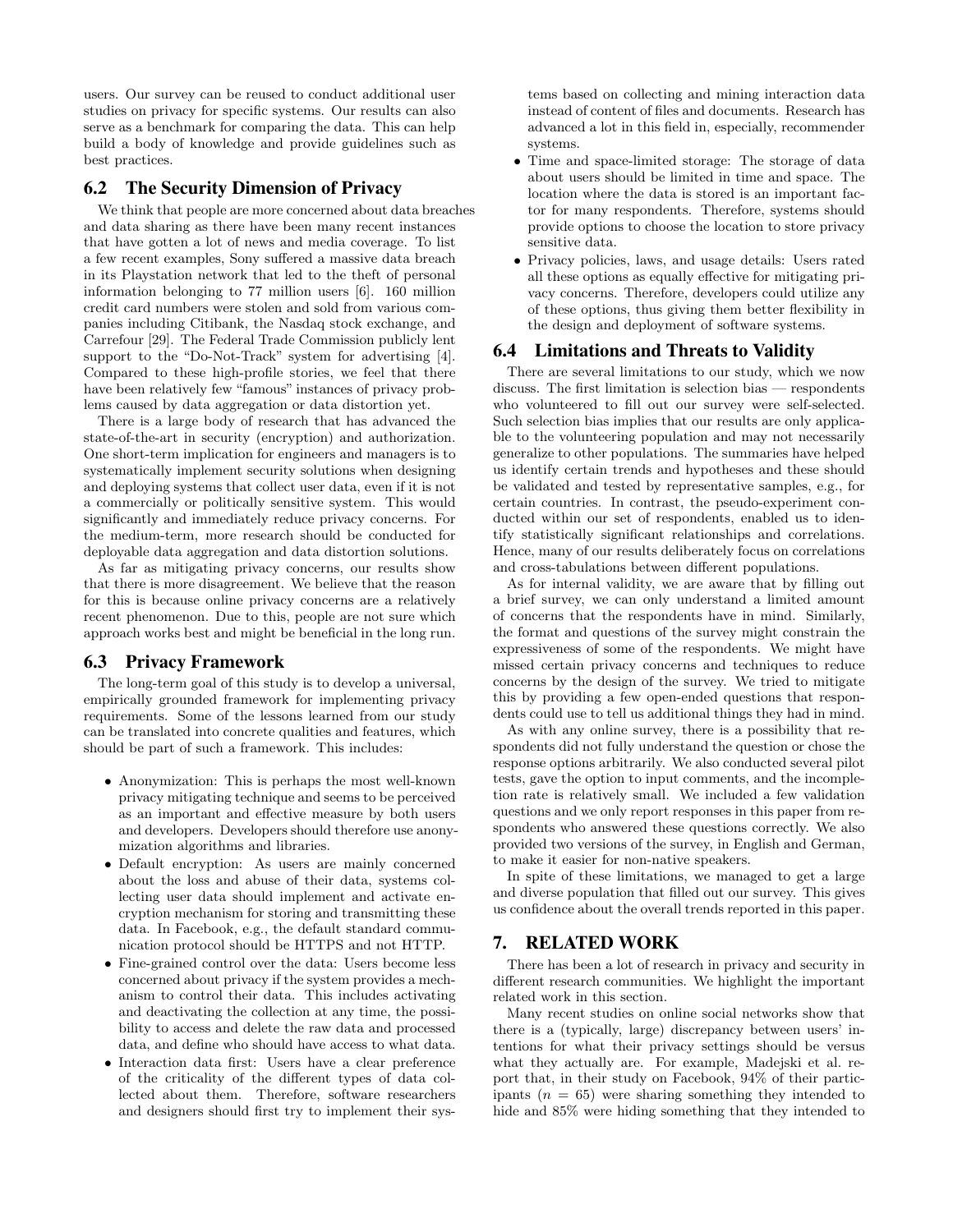users. Our survey can be reused to conduct additional user studies on privacy for specific systems. Our results can also serve as a benchmark for comparing the data. This can help build a body of knowledge and provide guidelines such as best practices.

## 6.2 The Security Dimension of Privacy

We think that people are more concerned about data breaches and data sharing as there have been many recent instances that have gotten a lot of news and media coverage. To list a few recent examples, Sony suffered a massive data breach in its Playstation network that led to the theft of personal information belonging to 77 million users [6]. 160 million credit card numbers were stolen and sold from various companies including Citibank, the Nasdaq stock exchange, and Carrefour [29]. The Federal Trade Commission publicly lent support to the "Do-Not-Track" system for advertising [4]. Compared to these high-profile stories, we feel that there have been relatively few "famous" instances of privacy problems caused by data aggregation or data distortion yet.

There is a large body of research that has advanced the state-of-the-art in security (encryption) and authorization. One short-term implication for engineers and managers is to systematically implement security solutions when designing and deploying systems that collect user data, even if it is not a commercially or politically sensitive system. This would significantly and immediately reduce privacy concerns. For the medium-term, more research should be conducted for deployable data aggregation and data distortion solutions.

As far as mitigating privacy concerns, our results show that there is more disagreement. We believe that the reason for this is because online privacy concerns are a relatively recent phenomenon. Due to this, people are not sure which approach works best and might be beneficial in the long run.

## 6.3 Privacy Framework

The long-term goal of this study is to develop a universal, empirically grounded framework for implementing privacy requirements. Some of the lessons learned from our study can be translated into concrete qualities and features, which should be part of such a framework. This includes:

- Anonymization: This is perhaps the most well-known privacy mitigating technique and seems to be perceived as an important and effective measure by both users and developers. Developers should therefore use anonymization algorithms and libraries.
- Default encryption: As users are mainly concerned about the loss and abuse of their data, systems collecting user data should implement and activate encryption mechanism for storing and transmitting these data. In Facebook, e.g., the default standard communication protocol should be HTTPS and not HTTP.
- Fine-grained control over the data: Users become less concerned about privacy if the system provides a mechanism to control their data. This includes activating and deactivating the collection at any time, the possibility to access and delete the raw data and processed data, and define who should have access to what data.
- Interaction data first: Users have a clear preference of the criticality of the different types of data collected about them. Therefore, software researchers and designers should first try to implement their systems based on collecting and mining interaction data instead of content of files and documents. Research has advanced a lot in this field in, especially, recommender systems.
- Time and space-limited storage: The storage of data about users should be limited in time and space. The location where the data is stored is an important factor for many respondents. Therefore, systems should provide options to choose the location to store privacy sensitive data.
- Privacy policies, laws, and usage details: Users rated all these options as equally effective for mitigating privacy concerns. Therefore, developers could utilize any of these options, thus giving them better flexibility in the design and deployment of software systems.

## 6.4 Limitations and Threats to Validity

There are several limitations to our study, which we now discuss. The first limitation is selection bias — respondents who volunteered to fill out our survey were self-selected. Such selection bias implies that our results are only applicable to the volunteering population and may not necessarily generalize to other populations. The summaries have helped us identify certain trends and hypotheses and these should be validated and tested by representative samples, e.g., for certain countries. In contrast, the pseudo-experiment conducted within our set of respondents, enabled us to identify statistically significant relationships and correlations. Hence, many of our results deliberately focus on correlations and cross-tabulations between different populations.

As for internal validity, we are aware that by filling out a brief survey, we can only understand a limited amount of concerns that the respondents have in mind. Similarly, the format and questions of the survey might constrain the expressiveness of some of the respondents. We might have missed certain privacy concerns and techniques to reduce concerns by the design of the survey. We tried to mitigate this by providing a few open-ended questions that respondents could use to tell us additional things they had in mind.

As with any online survey, there is a possibility that respondents did not fully understand the question or chose the response options arbitrarily. We also conducted several pilot tests, gave the option to input comments, and the incompletion rate is relatively small. We included a few validation questions and we only report responses in this paper from respondents who answered these questions correctly. We also provided two versions of the survey, in English and German, to make it easier for non-native speakers.

In spite of these limitations, we managed to get a large and diverse population that filled out our survey. This gives us confidence about the overall trends reported in this paper.

# 7. RELATED WORK

There has been a lot of research in privacy and security in different research communities. We highlight the important related work in this section.

Many recent studies on online social networks show that there is a (typically, large) discrepancy between users' intentions for what their privacy settings should be versus what they actually are. For example, Madejski et al. report that, in their study on Facebook, 94% of their participants ($n = 65$) were sharing something they intended to hide and 85% were hiding something that they intended to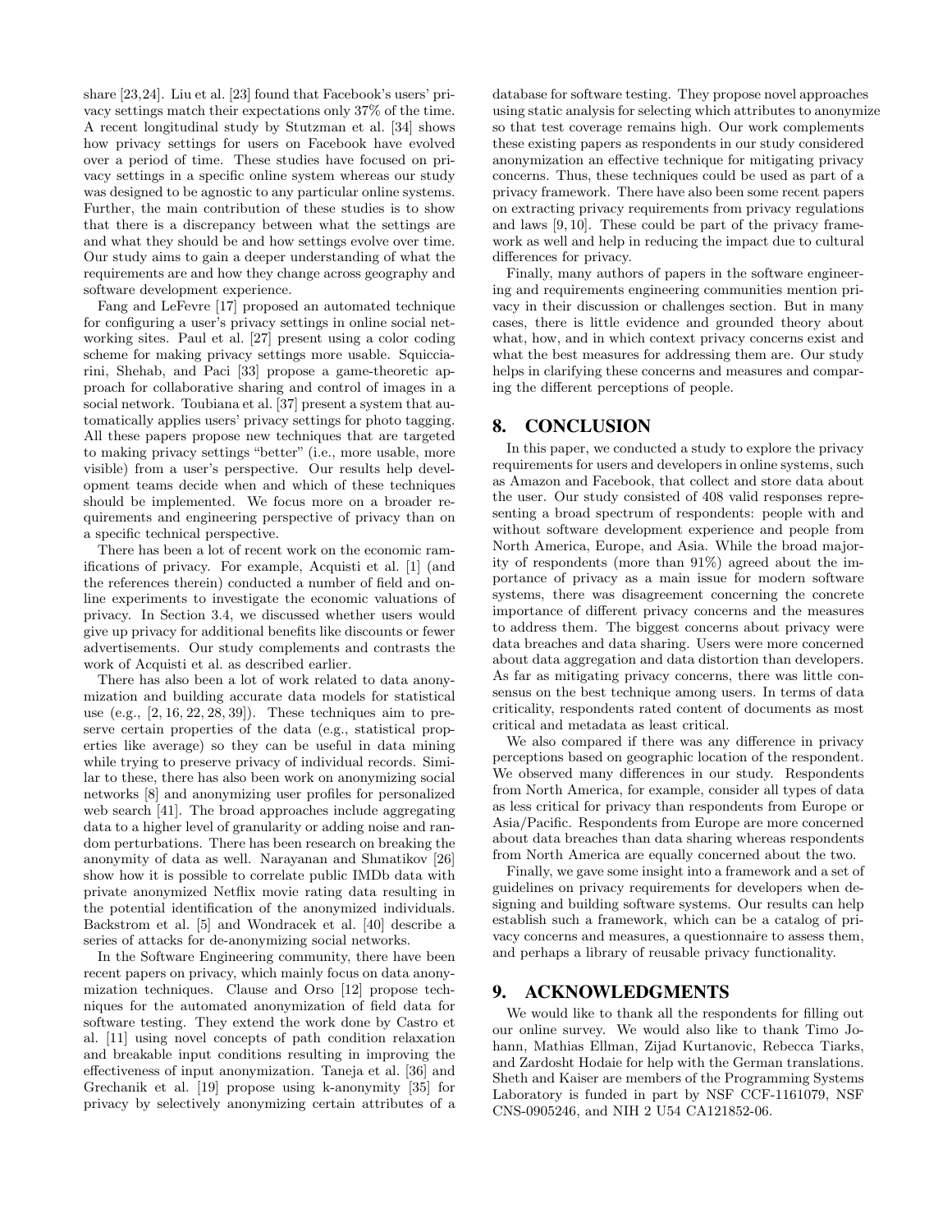share [23,24]. Liu et al. [23] found that Facebook's users' privacy settings match their expectations only 37% of the time. A recent longitudinal study by Stutzman et al. [34] shows how privacy settings for users on Facebook have evolved over a period of time. These studies have focused on privacy settings in a specific online system whereas our study was designed to be agnostic to any particular online systems. Further, the main contribution of these studies is to show that there is a discrepancy between what the settings are and what they should be and how settings evolve over time. Our study aims to gain a deeper understanding of what the requirements are and how they change across geography and software development experience.

Fang and LeFevre [17] proposed an automated technique for configuring a user's privacy settings in online social networking sites. Paul et al. [27] present using a color coding scheme for making privacy settings more usable. Squicciarini, Shehab, and Paci [33] propose a game-theoretic approach for collaborative sharing and control of images in a social network. Toubiana et al. [37] present a system that automatically applies users' privacy settings for photo tagging. All these papers propose new techniques that are targeted to making privacy settings "better" (i.e., more usable, more visible) from a user's perspective. Our results help development teams decide when and which of these techniques should be implemented. We focus more on a broader requirements and engineering perspective of privacy than on a specific technical perspective.

There has been a lot of recent work on the economic ramifications of privacy. For example, Acquisti et al. [1] (and the references therein) conducted a number of field and online experiments to investigate the economic valuations of privacy. In Section 3.4, we discussed whether users would give up privacy for additional benefits like discounts or fewer advertisements. Our study complements and contrasts the work of Acquisti et al. as described earlier.

There has also been a lot of work related to data anonymization and building accurate data models for statistical use (e.g., [2, 16, 22, 28, 39]). These techniques aim to preserve certain properties of the data (e.g., statistical properties like average) so they can be useful in data mining while trying to preserve privacy of individual records. Similar to these, there has also been work on anonymizing social networks [8] and anonymizing user profiles for personalized web search [41]. The broad approaches include aggregating data to a higher level of granularity or adding noise and random perturbations. There has been research on breaking the anonymity of data as well. Narayanan and Shmatikov [26] show how it is possible to correlate public IMDb data with private anonymized Netflix movie rating data resulting in the potential identification of the anonymized individuals. Backstrom et al. [5] and Wondracek et al. [40] describe a series of attacks for de-anonymizing social networks.

In the Software Engineering community, there have been recent papers on privacy, which mainly focus on data anonymization techniques. Clause and Orso [12] propose techniques for the automated anonymization of field data for software testing. They extend the work done by Castro et al. [11] using novel concepts of path condition relaxation and breakable input conditions resulting in improving the effectiveness of input anonymization. Taneja et al. [36] and Grechanik et al. [19] propose using k-anonymity [35] for privacy by selectively anonymizing certain attributes of a database for software testing. They propose novel approaches using static analysis for selecting which attributes to anonymize so that test coverage remains high. Our work complements these existing papers as respondents in our study considered anonymization an effective technique for mitigating privacy concerns. Thus, these techniques could be used as part of a privacy framework. There have also been some recent papers on extracting privacy requirements from privacy regulations and laws [9, 10]. These could be part of the privacy framework as well and help in reducing the impact due to cultural differences for privacy.

Finally, many authors of papers in the software engineering and requirements engineering communities mention privacy in their discussion or challenges section. But in many cases, there is little evidence and grounded theory about what, how, and in which context privacy concerns exist and what the best measures for addressing them are. Our study helps in clarifying these concerns and measures and comparing the different perceptions of people.

# 8. CONCLUSION

In this paper, we conducted a study to explore the privacy requirements for users and developers in online systems, such as Amazon and Facebook, that collect and store data about the user. Our study consisted of 408 valid responses representing a broad spectrum of respondents: people with and without software development experience and people from North America, Europe, and Asia. While the broad majority of respondents (more than 91%) agreed about the importance of privacy as a main issue for modern software systems, there was disagreement concerning the concrete importance of different privacy concerns and the measures to address them. The biggest concerns about privacy were data breaches and data sharing. Users were more concerned about data aggregation and data distortion than developers. As far as mitigating privacy concerns, there was little consensus on the best technique among users. In terms of data criticality, respondents rated content of documents as most critical and metadata as least critical.

We also compared if there was any difference in privacy perceptions based on geographic location of the respondent. We observed many differences in our study. Respondents from North America, for example, consider all types of data as less critical for privacy than respondents from Europe or Asia/Pacific. Respondents from Europe are more concerned about data breaches than data sharing whereas respondents from North America are equally concerned about the two.

Finally, we gave some insight into a framework and a set of guidelines on privacy requirements for developers when designing and building software systems. Our results can help establish such a framework, which can be a catalog of privacy concerns and measures, a questionnaire to assess them, and perhaps a library of reusable privacy functionality.

# 9. ACKNOWLEDGMENTS

We would like to thank all the respondents for filling out our online survey. We would also like to thank Timo Johann, Mathias Ellman, Zijad Kurtanovic, Rebecca Tiarks, and Zardosht Hodaie for help with the German translations. Sheth and Kaiser are members of the Programming Systems Laboratory is funded in part by NSF CCF-1161079, NSF CNS-0905246, and NIH 2 U54 CA121852-06.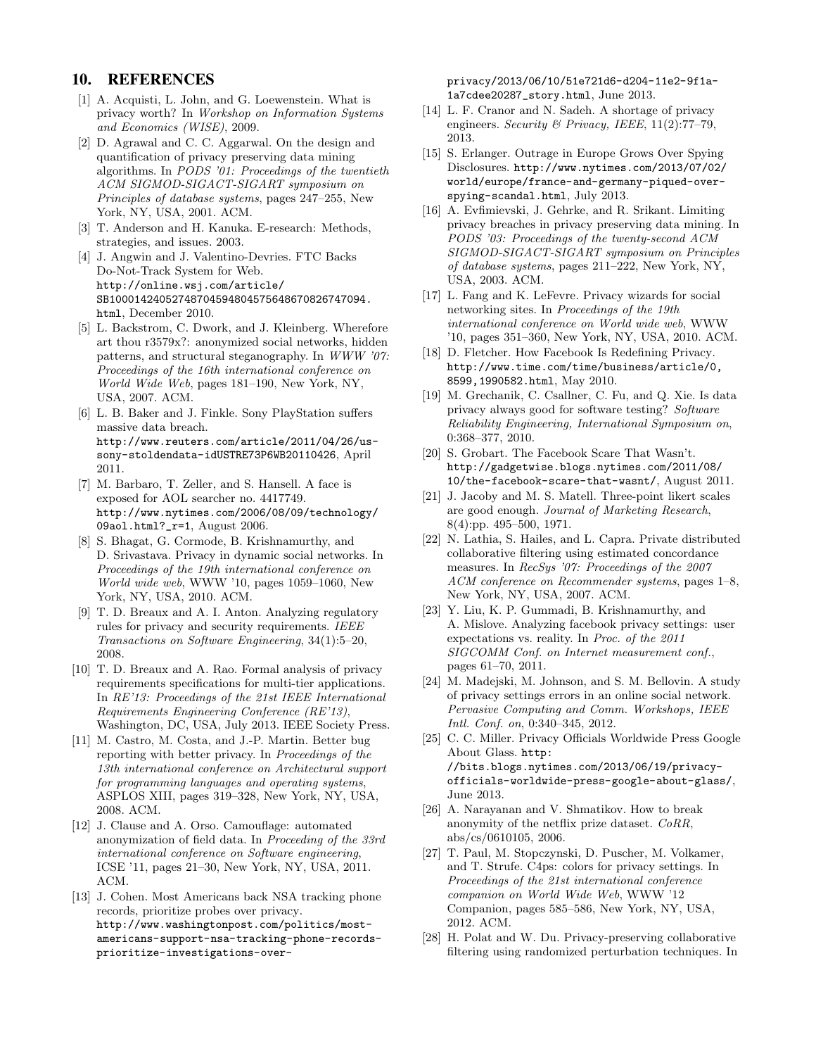## 10. REFERENCES

[1] A. Acquisti, L. John, and G. Loewenstein. What is privacy worth? In *Workshop on Information Systems and Economics (WISE)*, 2009.

[2] D. Agrawal and C. C. Aggarwal. On the design and quantification of privacy preserving data mining algorithms. In *PODS '01: Proceedings of the twentieth ACM SIGMOD-SIGACT-SIGART symposium on Principles of database systems*, pages 247–255, New York, NY, USA, 2001. ACM.

[3] T. Anderson and H. Kanuka. E-research: Methods, strategies, and issues. 2003.

[4] J. Angwin and J. Valentino-Devries. FTC Backs Do-Not-Track System for Web. http://online.wsj.com/article/SB10001424052748704594804575648670826747094.html, December 2010.

[5] L. Backstrom, C. Dwork, and J. Kleinberg. Wherefore art thou r3579x?: anonymized social networks, hidden patterns, and structural steganography. In *WWW '07: Proceedings of the 16th international conference on World Wide Web*, pages 181–190, New York, NY, USA, 2007. ACM.

[6] L. B. Baker and J. Finkle. Sony PlayStation suffers massive data breach. http://www.reuters.com/article/2011/04/26/us-sony-stoldendata-idUSTRE73P6WB20110426, April 2011.

[7] M. Barbaro, T. Zeller, and S. Hansell. A face is exposed for AOL searcher no. 4417749. http://www.nytimes.com/2006/08/09/technology/09aol.html?_r=1, August 2006.

[8] S. Bhagat, G. Cormode, B. Krishnamurthy, and D. Srivastava. Privacy in dynamic social networks. In *Proceedings of the 19th international conference on World wide web*, WWW '10, pages 1059–1060, New York, NY, USA, 2010. ACM.

[9] T. D. Breaux and A. I. Anton. Analyzing regulatory rules for privacy and security requirements. *IEEE Transactions on Software Engineering*, 34(1):5–20, 2008.

[10] T. D. Breaux and A. Rao. Formal analysis of privacy requirements specifications for multi-tier applications. In *RE'13: Proceedings of the 21st IEEE International Requirements Engineering Conference (RE'13)*, Washington, DC, USA, July 2013. IEEE Society Press.

[11] M. Castro, M. Costa, and J.-P. Martin. Better bug reporting with better privacy. In *Proceedings of the 13th international conference on Architectural support for programming languages and operating systems*, ASPLOS XIII, pages 319–328, New York, NY, USA, 2008. ACM.

[12] J. Clause and A. Orso. Camouflage: automated anonymization of field data. In *Proceeding of the 33rd international conference on Software engineering*, ICSE '11, pages 21–30, New York, NY, USA, 2011. ACM.

[13] J. Cohen. Most Americans back NSA tracking phone records, prioritize probes over privacy. http://www.washingtonpost.com/politics/most-americans-support-nsa-tracking-phone-records-prioritize-investigations-over-privacy/2013/06/10/51e721d6-d204-11e2-9f1a-1a7cdee20287_story.html, June 2013.

[14] L. F. Cranor and N. Sadeh. A shortage of privacy engineers. *Security & Privacy, IEEE*, 11(2):77–79, 2013.

[15] S. Erlanger. Outrage in Europe Grows Over Spying Disclosures. http://www.nytimes.com/2013/07/02/world/europe/france-and-germany-piqued-over-spying-scandal.html, July 2013.

[16] A. Evfimievski, J. Gehrke, and R. Srikant. Limiting privacy breaches in privacy preserving data mining. In *PODS '03: Proceedings of the twenty-second ACM SIGMOD-SIGACT-SIGART symposium on Principles of database systems*, pages 211–222, New York, NY, USA, 2003. ACM.

[17] L. Fang and K. LeFevre. Privacy wizards for social networking sites. In *Proceedings of the 19th international conference on World wide web*, WWW '10, pages 351–360, New York, NY, USA, 2010. ACM.

[18] D. Fletcher. How Facebook Is Redefining Privacy. http://www.time.com/time/business/article/0,8599,1990582.html, May 2010.

[19] M. Grechanik, C. Csallner, C. Fu, and Q. Xie. Is data privacy always good for software testing? *Software Reliability Engineering, International Symposium on*, 0:368–377, 2010.

[20] S. Grobart. The Facebook Scare That Wasn't. http://gadgetwise.blogs.nytimes.com/2011/08/10/the-facebook-scare-that-wasnt/, August 2011.

[21] J. Jacoby and M. S. Matell. Three-point likert scales are good enough. *Journal of Marketing Research*, 8(4):pp. 495–500, 1971.

[22] N. Lathia, S. Hailes, and L. Capra. Private distributed collaborative filtering using estimated concordance measures. In *RecSys '07: Proceedings of the 2007 ACM conference on Recommender systems*, pages 1–8, New York, NY, USA, 2007. ACM.

[23] Y. Liu, K. P. Gummadi, B. Krishnamurthy, and A. Mislove. Analyzing facebook privacy settings: user expectations vs. reality. In *Proc. of the 2011 SIGCOMM Conf. on Internet measurement conf.*, pages 61–70, 2011.

[24] M. Madejski, M. Johnson, and S. M. Bellovin. A study of privacy settings errors in an online social network. *Pervasive Computing and Comm. Workshops, IEEE Intl. Conf. on*, 0:340–345, 2012.

[25] C. C. Miller. Privacy Officials Worldwide Press Google About Glass. http://bits.blogs.nytimes.com/2013/06/19/privacy-officials-worldwide-press-google-about-glass/, June 2013.

[26] A. Narayanan and V. Shmatikov. How to break anonymity of the netflix prize dataset. *CoRR*, abs/cs/0610105, 2006.

[27] T. Paul, M. Stopczynski, D. Puscher, M. Volkamer, and T. Strufe. C4ps: colors for privacy settings. In *Proceedings of the 21st international conference companion on World Wide Web*, WWW '12 Companion, pages 585–586, New York, NY, USA, 2012. ACM.

[28] H. Polat and W. Du. Privacy-preserving collaborative filtering using randomized perturbation techniques. In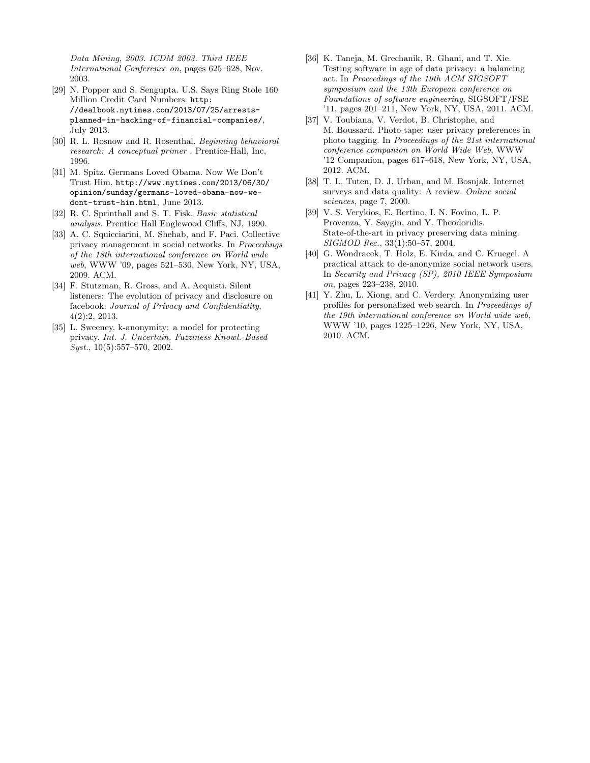*Data Mining, 2003. ICDM 2003. Third IEEE International Conference on*, pages 625–628, Nov. 2003.

[29] N. Popper and S. Sengupta. U.S. Says Ring Stole 160 Million Credit Card Numbers. `http://dealbook.nytimes.com/2013/07/25/arrests-planned-in-hacking-of-financial-companies/`, July 2013.

[30] R. L. Rosnow and R. Rosenthal. *Beginning behavioral research: A conceptual primer* . Prentice-Hall, Inc, 1996.

[31] M. Spitz. Germans Loved Obama. Now We Don't Trust Him. `http://www.nytimes.com/2013/06/30/opinion/sunday/germans-loved-obama-now-we-dont-trust-him.html`, June 2013.

[32] R. C. Sprinthall and S. T. Fisk. *Basic statistical analysis*. Prentice Hall Englewood Cliffs, NJ, 1990.

[33] A. C. Squicciarini, M. Shehab, and F. Paci. Collective privacy management in social networks. In *Proceedings of the 18th international conference on World wide web*, WWW '09, pages 521–530, New York, NY, USA, 2009. ACM.

[34] F. Stutzman, R. Gross, and A. Acquisti. Silent listeners: The evolution of privacy and disclosure on facebook. *Journal of Privacy and Confidentiality*, 4(2):2, 2013.

[35] L. Sweeney. k-anonymity: a model for protecting privacy. *Int. J. Uncertain. Fuzziness Knowl.-Based Syst.*, 10(5):557–570, 2002.

[36] K. Taneja, M. Grechanik, R. Ghani, and T. Xie. Testing software in age of data privacy: a balancing act. In *Proceedings of the 19th ACM SIGSOFT symposium and the 13th European conference on Foundations of software engineering*, SIGSOFT/FSE '11, pages 201–211, New York, NY, USA, 2011. ACM.

[37] V. Toubiana, V. Verdot, B. Christophe, and M. Boussard. Photo-tape: user privacy preferences in photo tagging. In *Proceedings of the 21st international conference companion on World Wide Web*, WWW '12 Companion, pages 617–618, New York, NY, USA, 2012. ACM.

[38] T. L. Tuten, D. J. Urban, and M. Bosnjak. Internet surveys and data quality: A review. *Online social sciences*, page 7, 2000.

[39] V. S. Verykios, E. Bertino, I. N. Fovino, L. P. Provenza, Y. Saygin, and Y. Theodoridis. State-of-the-art in privacy preserving data mining. *SIGMOD Rec.*, 33(1):50–57, 2004.

[40] G. Wondracek, T. Holz, E. Kirda, and C. Kruegel. A practical attack to de-anonymize social network users. In *Security and Privacy (SP), 2010 IEEE Symposium on*, pages 223–238, 2010.

[41] Y. Zhu, L. Xiong, and C. Verdery. Anonymizing user profiles for personalized web search. In *Proceedings of the 19th international conference on World wide web*, WWW '10, pages 1225–1226, New York, NY, USA, 2010. ACM.